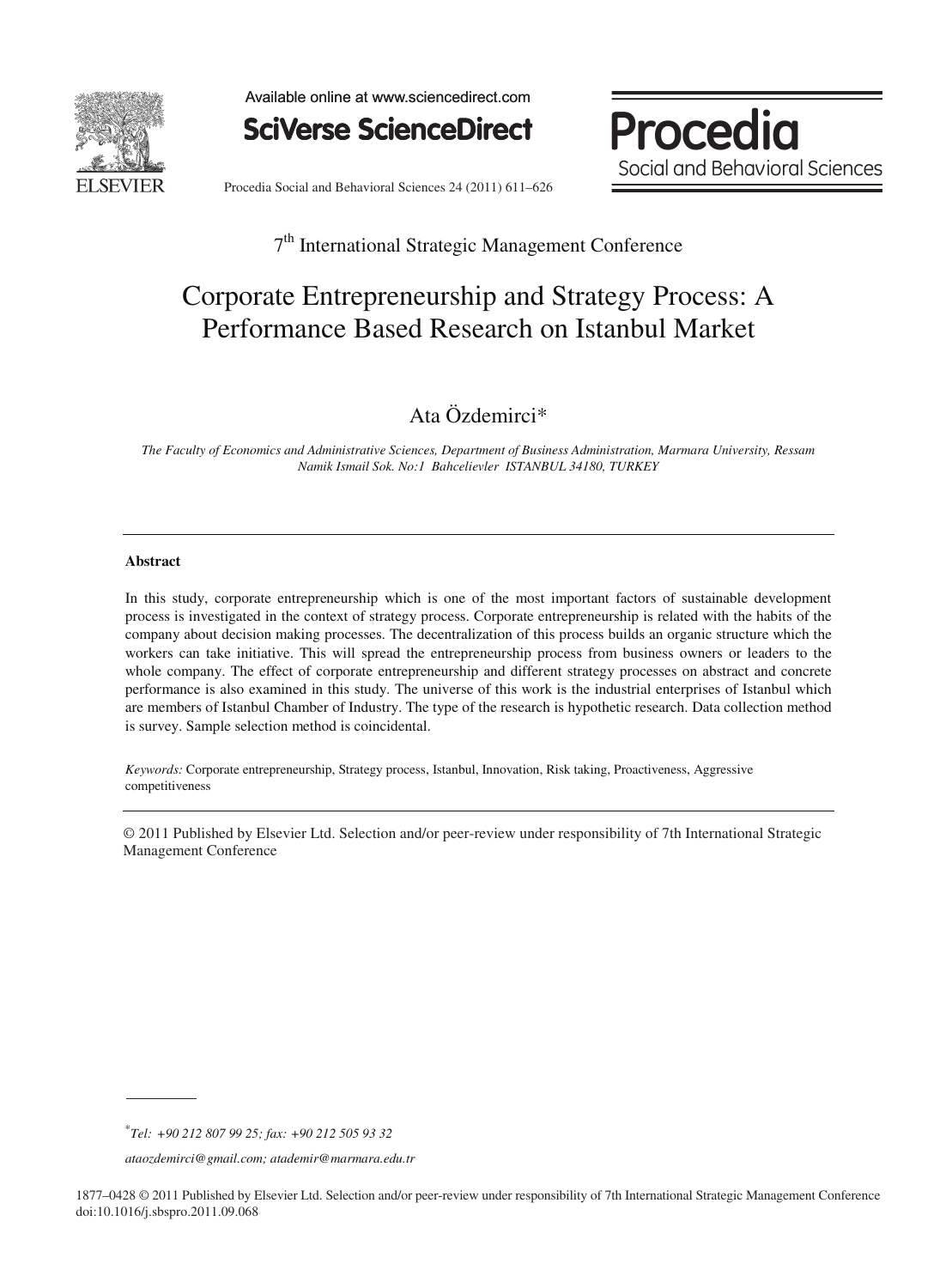7th International Strategic Management Conference

# Corporate Entrepreneurship and Strategy Process: A Performance Based Research on Istanbul Market

Ata Özdemirci*

*The Faculty of Economics and Administrative Sciences, Department of Business Administration, Marmara University, Ressam Namik Ismail Sok. No:1 Bahcelievler ISTANBUL 34180, TURKEY*

---

**Abstract**

In this study, corporate entrepreneurship which is one of the most important factors of sustainable development process is investigated in the context of strategy process. Corporate entrepreneurship is related with the habits of the company about decision making processes. The decentralization of this process builds an organic structure which the workers can take initiative. This will spread the entrepreneurship process from business owners or leaders to the whole company. The effect of corporate entrepreneurship and different strategy processes on abstract and concrete performance is also examined in this study. The universe of this work is the industrial enterprises of Istanbul which are members of Istanbul Chamber of Industry. The type of the research is hypothetic research. Data collection method is survey. Sample selection method is coincidental.

*Keywords:* Corporate entrepreneurship, Strategy process, Istanbul, Innovation, Risk taking, Proactiveness, Aggressive competitiveness

---

© 2011 Published by Elsevier Ltd. Selection and/or peer-review under responsibility of 7th International Strategic Management Conference

---

*Tel: +90 212 807 99 25; fax: +90 212 505 93 32*

*ataozdemirci@gmail.com; atademir@marmara.edu.tr*

1877–0428 © 2011 Published by Elsevier Ltd. Selection and/or peer-review under responsibility of 7th International Strategic Management Conference
doi:10.1016/j.sbspro.2011.09.068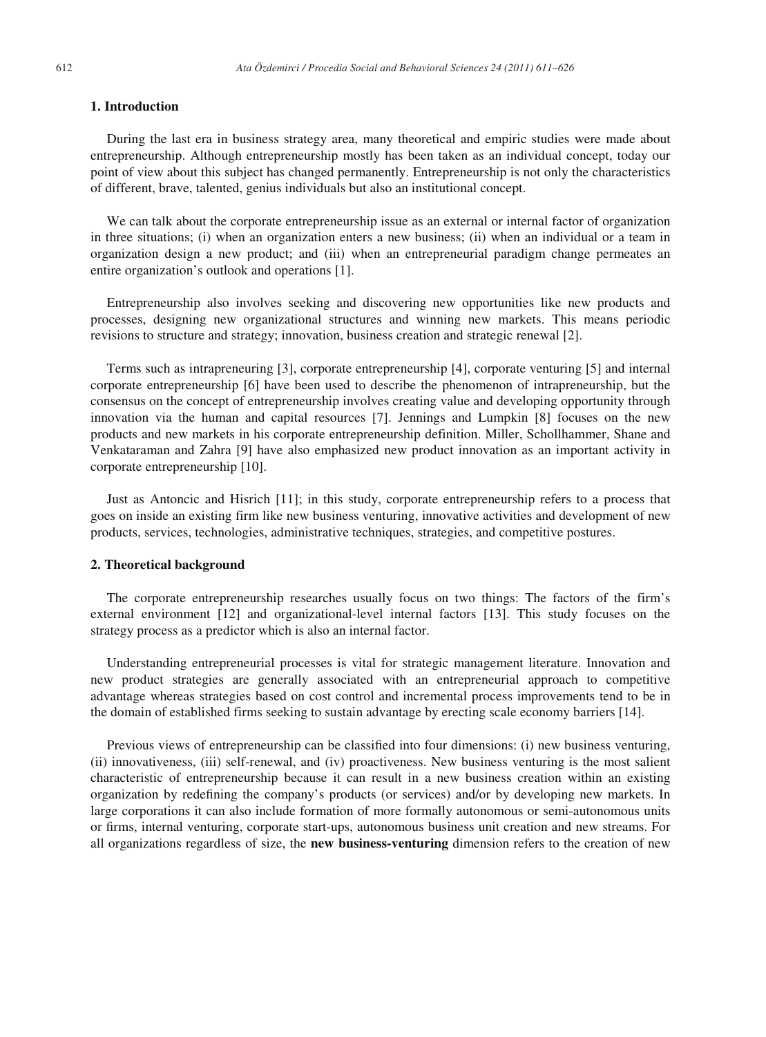## 1. Introduction

During the last era in business strategy area, many theoretical and empiric studies were made about entrepreneurship. Although entrepreneurship mostly has been taken as an individual concept, today our point of view about this subject has changed permanently. Entrepreneurship is not only the characteristics of different, brave, talented, genius individuals but also an institutional concept.

We can talk about the corporate entrepreneurship issue as an external or internal factor of organization in three situations; (i) when an organization enters a new business; (ii) when an individual or a team in organization design a new product; and (iii) when an entrepreneurial paradigm change permeates an entire organization's outlook and operations [1].

Entrepreneurship also involves seeking and discovering new opportunities like new products and processes, designing new organizational structures and winning new markets. This means periodic revisions to structure and strategy; innovation, business creation and strategic renewal [2].

Terms such as intrapreneuring [3], corporate entrepreneurship [4], corporate venturing [5] and internal corporate entrepreneurship [6] have been used to describe the phenomenon of intrapreneurship, but the consensus on the concept of entrepreneurship involves creating value and developing opportunity through innovation via the human and capital resources [7]. Jennings and Lumpkin [8] focuses on the new products and new markets in his corporate entrepreneurship definition. Miller, Schollhammer, Shane and Venkataraman and Zahra [9] have also emphasized new product innovation as an important activity in corporate entrepreneurship [10].

Just as Antoncic and Hisrich [11]; in this study, corporate entrepreneurship refers to a process that goes on inside an existing firm like new business venturing, innovative activities and development of new products, services, technologies, administrative techniques, strategies, and competitive postures.

## 2. Theoretical background

The corporate entrepreneurship researches usually focus on two things: The factors of the firm's external environment [12] and organizational-level internal factors [13]. This study focuses on the strategy process as a predictor which is also an internal factor.

Understanding entrepreneurial processes is vital for strategic management literature. Innovation and new product strategies are generally associated with an entrepreneurial approach to competitive advantage whereas strategies based on cost control and incremental process improvements tend to be in the domain of established firms seeking to sustain advantage by erecting scale economy barriers [14].

Previous views of entrepreneurship can be classified into four dimensions: (i) new business venturing, (ii) innovativeness, (iii) self-renewal, and (iv) proactiveness. New business venturing is the most salient characteristic of entrepreneurship because it can result in a new business creation within an existing organization by redefining the company's products (or services) and/or by developing new markets. In large corporations it can also include formation of more formally autonomous or semi-autonomous units or firms, internal venturing, corporate start-ups, autonomous business unit creation and new streams. For all organizations regardless of size, the **new business-venturing** dimension refers to the creation of new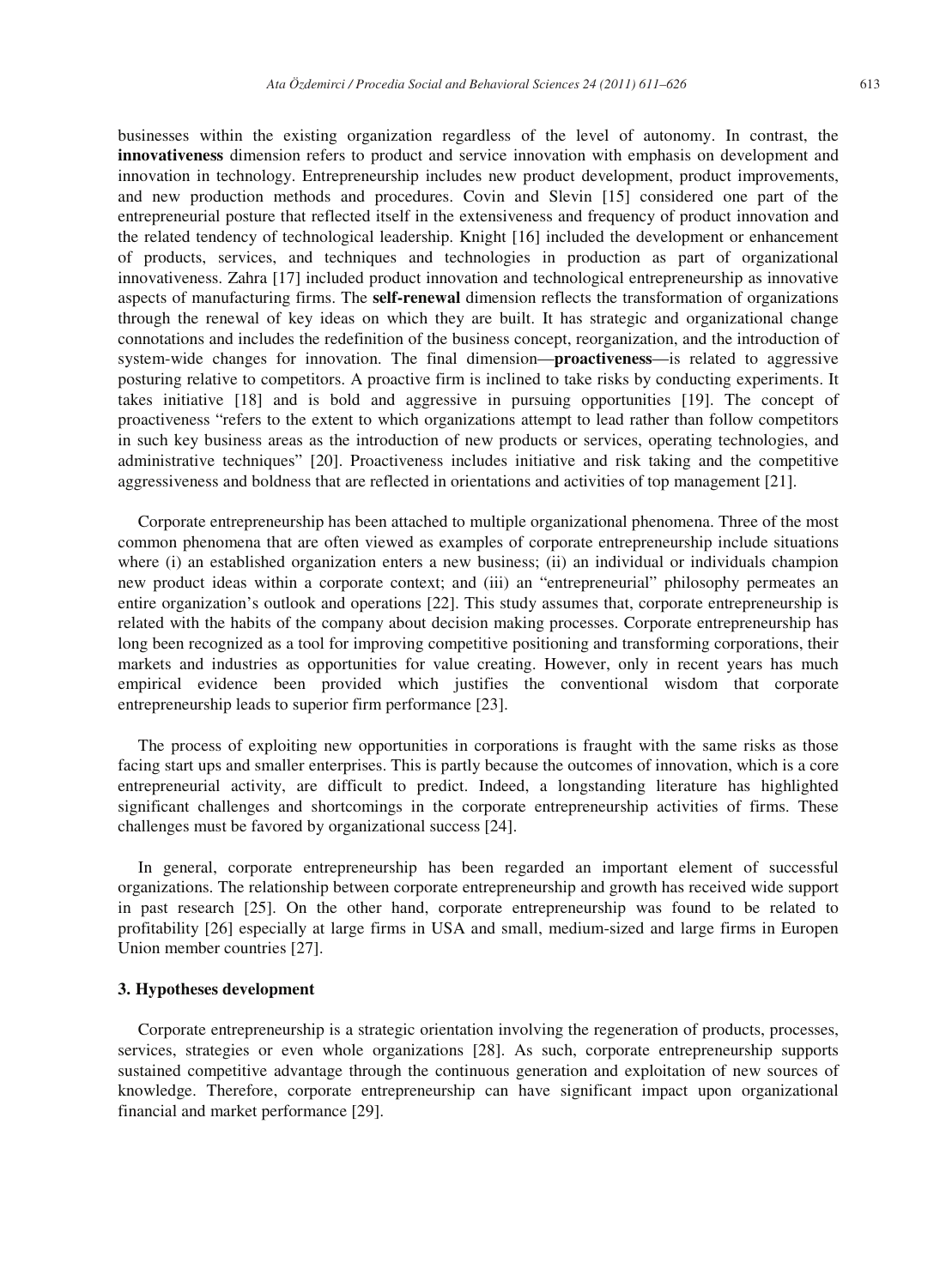businesses within the existing organization regardless of the level of autonomy. In contrast, the **innovativeness** dimension refers to product and service innovation with emphasis on development and innovation in technology. Entrepreneurship includes new product development, product improvements, and new production methods and procedures. Covin and Slevin [15] considered one part of the entrepreneurial posture that reflected itself in the extensiveness and frequency of product innovation and the related tendency of technological leadership. Knight [16] included the development or enhancement of products, services, and techniques and technologies in production as part of organizational innovativeness. Zahra [17] included product innovation and technological entrepreneurship as innovative aspects of manufacturing firms. The **self-renewal** dimension reflects the transformation of organizations through the renewal of key ideas on which they are built. It has strategic and organizational change connotations and includes the redefinition of the business concept, reorganization, and the introduction of system-wide changes for innovation. The final dimension—**proactiveness**—is related to aggressive posturing relative to competitors. A proactive firm is inclined to take risks by conducting experiments. It takes initiative [18] and is bold and aggressive in pursuing opportunities [19]. The concept of proactiveness "refers to the extent to which organizations attempt to lead rather than follow competitors in such key business areas as the introduction of new products or services, operating technologies, and administrative techniques" [20]. Proactiveness includes initiative and risk taking and the competitive aggressiveness and boldness that are reflected in orientations and activities of top management [21].

Corporate entrepreneurship has been attached to multiple organizational phenomena. Three of the most common phenomena that are often viewed as examples of corporate entrepreneurship include situations where (i) an established organization enters a new business; (ii) an individual or individuals champion new product ideas within a corporate context; and (iii) an "entrepreneurial" philosophy permeates an entire organization's outlook and operations [22]. This study assumes that, corporate entrepreneurship is related with the habits of the company about decision making processes. Corporate entrepreneurship has long been recognized as a tool for improving competitive positioning and transforming corporations, their markets and industries as opportunities for value creating. However, only in recent years has much empirical evidence been provided which justifies the conventional wisdom that corporate entrepreneurship leads to superior firm performance [23].

The process of exploiting new opportunities in corporations is fraught with the same risks as those facing start ups and smaller enterprises. This is partly because the outcomes of innovation, which is a core entrepreneurial activity, are difficult to predict. Indeed, a longstanding literature has highlighted significant challenges and shortcomings in the corporate entrepreneurship activities of firms. These challenges must be favored by organizational success [24].

In general, corporate entrepreneurship has been regarded an important element of successful organizations. The relationship between corporate entrepreneurship and growth has received wide support in past research [25]. On the other hand, corporate entrepreneurship was found to be related to profitability [26] especially at large firms in USA and small, medium-sized and large firms in Europen Union member countries [27].

## 3. Hypotheses development

Corporate entrepreneurship is a strategic orientation involving the regeneration of products, processes, services, strategies or even whole organizations [28]. As such, corporate entrepreneurship supports sustained competitive advantage through the continuous generation and exploitation of new sources of knowledge. Therefore, corporate entrepreneurship can have significant impact upon organizational financial and market performance [29].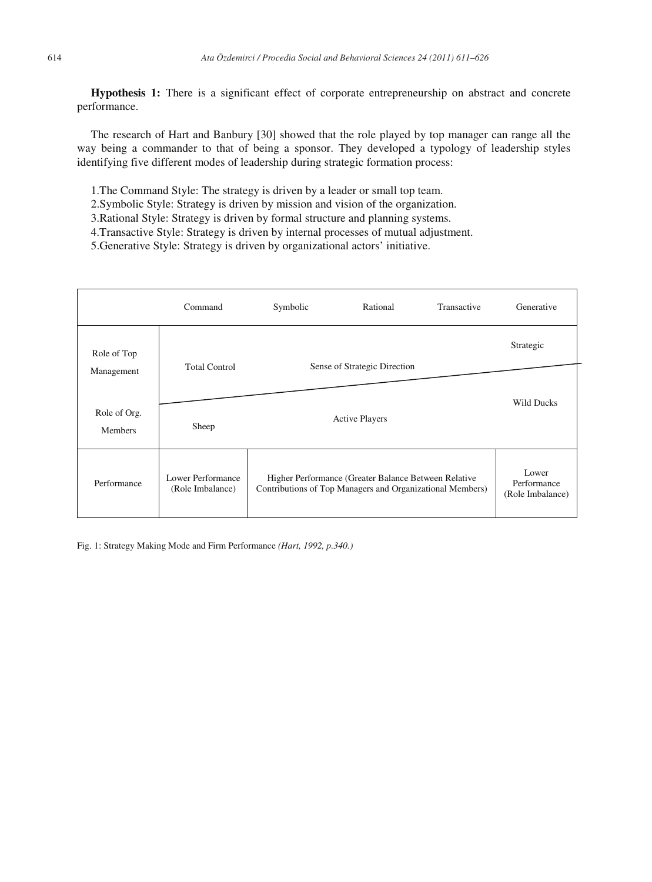**Hypothesis 1:** There is a significant effect of corporate entrepreneurship on abstract and concrete performance.

The research of Hart and Banbury [30] showed that the role played by top manager can range all the way being a commander to that of being a sponsor. They developed a typology of leadership styles identifying five different modes of leadership during strategic formation process:

1. The Command Style: The strategy is driven by a leader or small top team.
2. Symbolic Style: Strategy is driven by mission and vision of the organization.
3. Rational Style: Strategy is driven by formal structure and planning systems.
4. Transactive Style: Strategy is driven by internal processes of mutual adjustment.
5. Generative Style: Strategy is driven by organizational actors' initiative.

| | Command | Symbolic | Rational | Transactive | Generative |
|---|---|---|---|---|---|
| Role of Top Management | Total Control | Sense of Strategic Direction | | | Strategic |
| Role of Org. Members | Sheep | Active Players | | | Wild Ducks |
| Performance | Lower Performance (Role Imbalance) | Higher Performance (Greater Balance Between Relative Contributions of Top Managers and Organizational Members) | | | Lower Performance (Role Imbalance) |

Fig. 1: Strategy Making Mode and Firm Performance *(Hart, 1992, p.340.)*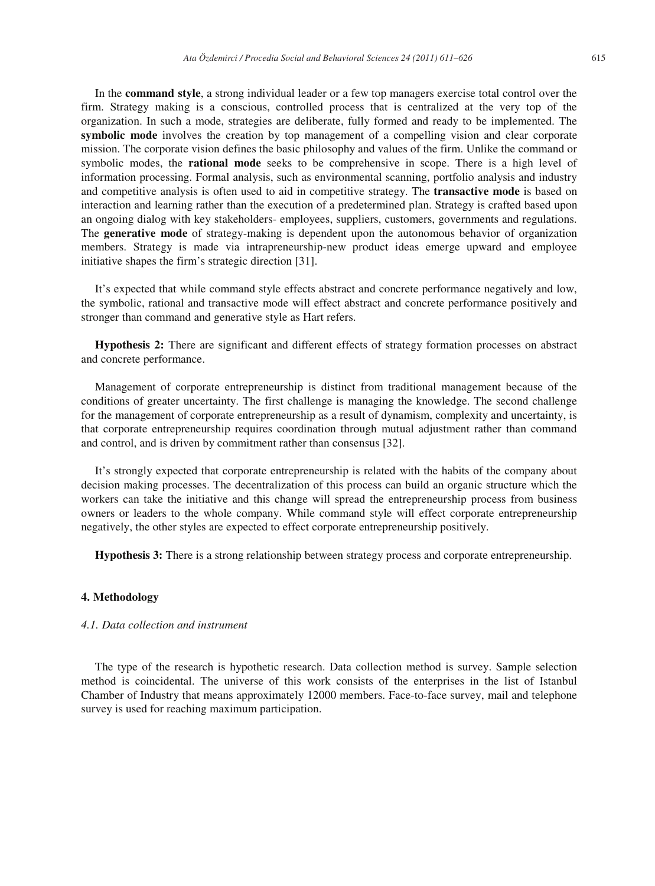In the **command style**, a strong individual leader or a few top managers exercise total control over the firm. Strategy making is a conscious, controlled process that is centralized at the very top of the organization. In such a mode, strategies are deliberate, fully formed and ready to be implemented. The **symbolic mode** involves the creation by top management of a compelling vision and clear corporate mission. The corporate vision defines the basic philosophy and values of the firm. Unlike the command or symbolic modes, the **rational mode** seeks to be comprehensive in scope. There is a high level of information processing. Formal analysis, such as environmental scanning, portfolio analysis and industry and competitive analysis is often used to aid in competitive strategy. The **transactive mode** is based on interaction and learning rather than the execution of a predetermined plan. Strategy is crafted based upon an ongoing dialog with key stakeholders- employees, suppliers, customers, governments and regulations. The **generative mode** of strategy-making is dependent upon the autonomous behavior of organization members. Strategy is made via intrapreneurship-new product ideas emerge upward and employee initiative shapes the firm's strategic direction [31].

It's expected that while command style effects abstract and concrete performance negatively and low, the symbolic, rational and transactive mode will effect abstract and concrete performance positively and stronger than command and generative style as Hart refers.

**Hypothesis 2:** There are significant and different effects of strategy formation processes on abstract and concrete performance.

Management of corporate entrepreneurship is distinct from traditional management because of the conditions of greater uncertainty. The first challenge is managing the knowledge. The second challenge for the management of corporate entrepreneurship as a result of dynamism, complexity and uncertainty, is that corporate entrepreneurship requires coordination through mutual adjustment rather than command and control, and is driven by commitment rather than consensus [32].

It's strongly expected that corporate entrepreneurship is related with the habits of the company about decision making processes. The decentralization of this process can build an organic structure which the workers can take the initiative and this change will spread the entrepreneurship process from business owners or leaders to the whole company. While command style will effect corporate entrepreneurship negatively, the other styles are expected to effect corporate entrepreneurship positively.

**Hypothesis 3:** There is a strong relationship between strategy process and corporate entrepreneurship.

## 4. Methodology

### *4.1. Data collection and instrument*

The type of the research is hypothetic research. Data collection method is survey. Sample selection method is coincidental. The universe of this work consists of the enterprises in the list of Istanbul Chamber of Industry that means approximately 12000 members. Face-to-face survey, mail and telephone survey is used for reaching maximum participation.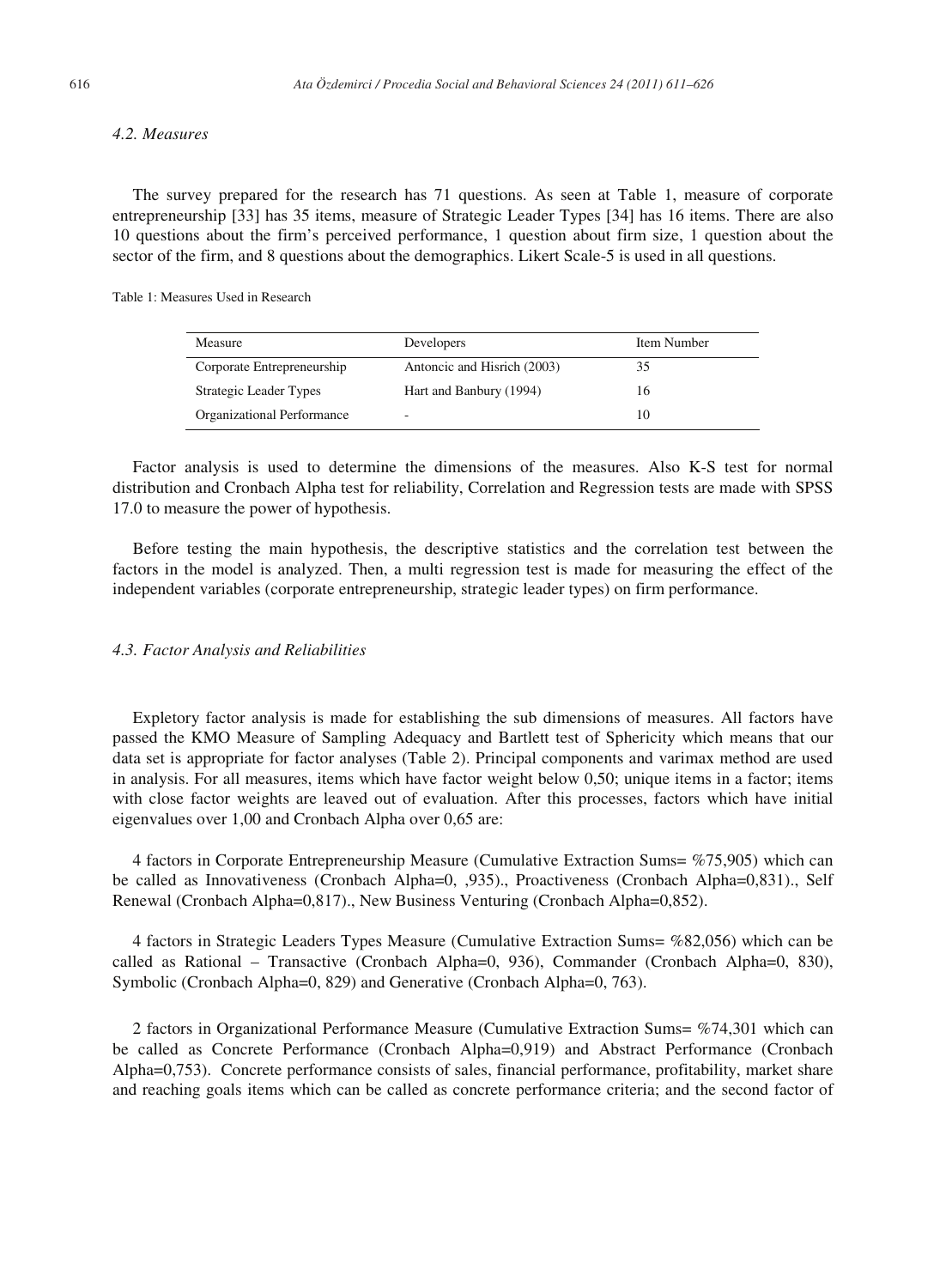### 4.2. Measures

The survey prepared for the research has 71 questions. As seen at Table 1, measure of corporate entrepreneurship [33] has 35 items, measure of Strategic Leader Types [34] has 16 items. There are also 10 questions about the firm's perceived performance, 1 question about firm size, 1 question about the sector of the firm, and 8 questions about the demographics. Likert Scale-5 is used in all questions.

Table 1: Measures Used in Research

| Measure | Developers | Item Number |
|---|---|---|
| Corporate Entrepreneurship | Antoncic and Hisrich (2003) | 35 |
| Strategic Leader Types | Hart and Banbury (1994) | 16 |
| Organizational Performance | - | 10 |

Factor analysis is used to determine the dimensions of the measures. Also K-S test for normal distribution and Cronbach Alpha test for reliability, Correlation and Regression tests are made with SPSS 17.0 to measure the power of hypothesis.

Before testing the main hypothesis, the descriptive statistics and the correlation test between the factors in the model is analyzed. Then, a multi regression test is made for measuring the effect of the independent variables (corporate entrepreneurship, strategic leader types) on firm performance.

### 4.3. Factor Analysis and Reliabilities

Expletory factor analysis is made for establishing the sub dimensions of measures. All factors have passed the KMO Measure of Sampling Adequacy and Bartlett test of Sphericity which means that our data set is appropriate for factor analyses (Table 2). Principal components and varimax method are used in analysis. For all measures, items which have factor weight below 0,50; unique items in a factor; items with close factor weights are leaved out of evaluation. After this processes, factors which have initial eigenvalues over 1,00 and Cronbach Alpha over 0,65 are:

4 factors in Corporate Entrepreneurship Measure (Cumulative Extraction Sums= %75,905) which can be called as Innovativeness (Cronbach Alpha=0, ,935)., Proactiveness (Cronbach Alpha=0,831)., Self Renewal (Cronbach Alpha=0,817)., New Business Venturing (Cronbach Alpha=0,852).

4 factors in Strategic Leaders Types Measure (Cumulative Extraction Sums= %82,056) which can be called as Rational – Transactive (Cronbach Alpha=0, 936), Commander (Cronbach Alpha=0, 830), Symbolic (Cronbach Alpha=0, 829) and Generative (Cronbach Alpha=0, 763).

2 factors in Organizational Performance Measure (Cumulative Extraction Sums= %74,301 which can be called as Concrete Performance (Cronbach Alpha=0,919) and Abstract Performance (Cronbach Alpha=0,753). Concrete performance consists of sales, financial performance, profitability, market share and reaching goals items which can be called as concrete performance criteria; and the second factor of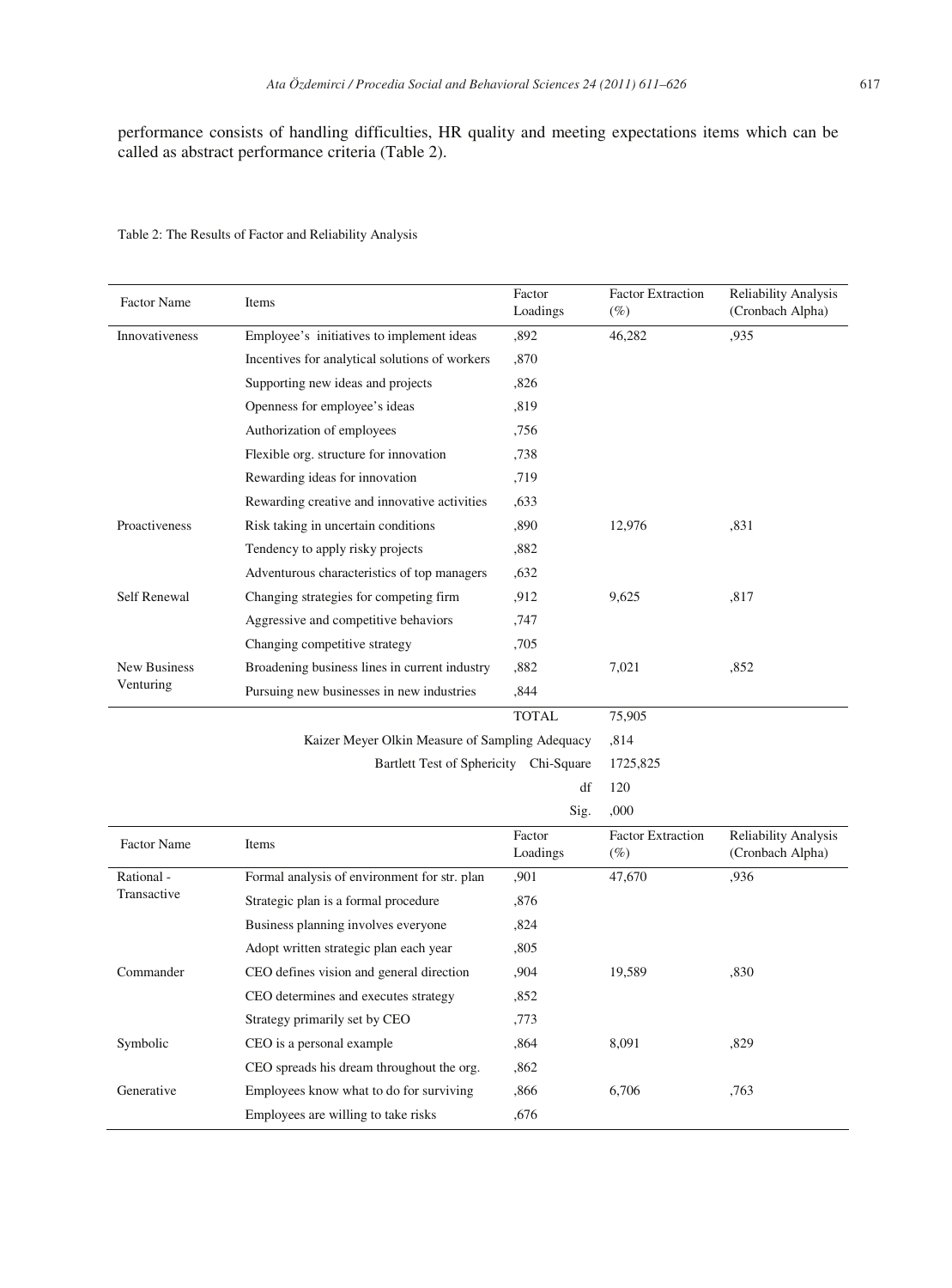performance consists of handling difficulties, HR quality and meeting expectations items which can be called as abstract performance criteria (Table 2).

Table 2: The Results of Factor and Reliability Analysis

| Factor Name | Items | Factor Loadings | Factor Extraction (%) | Reliability Analysis (Cronbach Alpha) |
|---|---|---|---|---|
| Innovativeness | Employee's initiatives to implement ideas | ,892 | 46,282 | ,935 |
| | Incentives for analytical solutions of workers | ,870 | | |
| | Supporting new ideas and projects | ,826 | | |
| | Openness for employee's ideas | ,819 | | |
| | Authorization of employees | ,756 | | |
| | Flexible org. structure for innovation | ,738 | | |
| | Rewarding ideas for innovation | ,719 | | |
| | Rewarding creative and innovative activities | ,633 | | |
| Proactiveness | Risk taking in uncertain conditions | ,890 | 12,976 | ,831 |
| | Tendency to apply risky projects | ,882 | | |
| | Adventurous characteristics of top managers | ,632 | | |
| Self Renewal | Changing strategies for competing firm | ,912 | 9,625 | ,817 |
| | Aggressive and competitive behaviors | ,747 | | |
| | Changing competitive strategy | ,705 | | |
| New Business Venturing | Broadening business lines in current industry | ,882 | 7,021 | ,852 |
| | Pursuing new businesses in new industries | ,844 | | |
| | | TOTAL | 75,905 | |
| | Kaizer Meyer Olkin Measure of Sampling Adequacy | | ,814 | |
| | Bartlett Test of Sphericity | Chi-Square | 1725,825 | |
| | | df | 120 | |
| | | Sig. | ,000 | |

| Factor Name | Items | Factor Loadings | Factor Extraction (%) | Reliability Analysis (Cronbach Alpha) |
|---|---|---|---|---|
| Rational - Transactive | Formal analysis of environment for str. plan | ,901 | 47,670 | ,936 |
| | Strategic plan is a formal procedure | ,876 | | |
| | Business planning involves everyone | ,824 | | |
| | Adopt written strategic plan each year | ,805 | | |
| Commander | CEO defines vision and general direction | ,904 | 19,589 | ,830 |
| | CEO determines and executes strategy | ,852 | | |
| | Strategy primarily set by CEO | ,773 | | |
| Symbolic | CEO is a personal example | ,864 | 8,091 | ,829 |
| | CEO spreads his dream throughout the org. | ,862 | | |
| Generative | Employees know what to do for surviving | ,866 | 6,706 | ,763 |
| | Employees are willing to take risks | ,676 | | |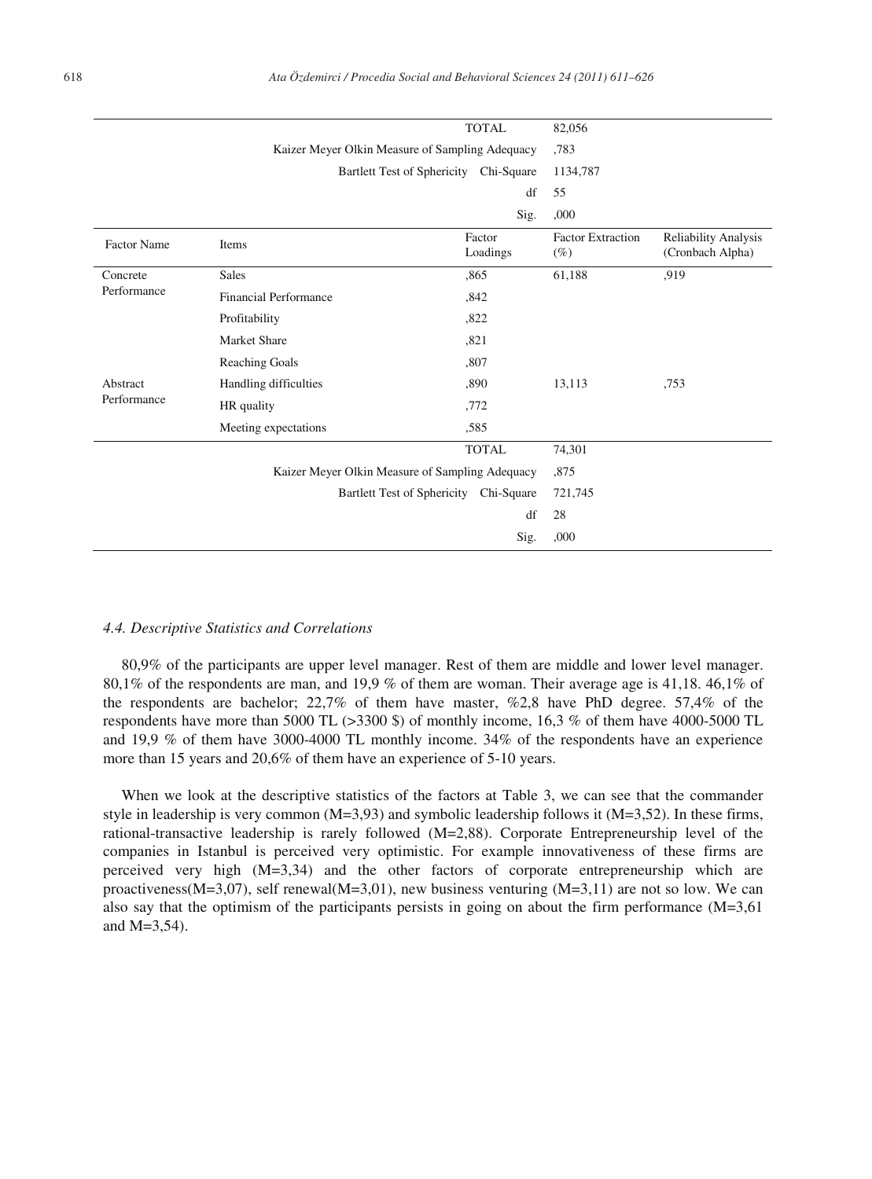| | | | | |
|---|---|---|---|---|
| | | TOTAL | 82,056 | |
| | Kaizer Meyer Olkin Measure of Sampling Adequacy | | ,783 | |
| | Bartlett Test of Sphericity Chi-Square | | 1134,787 | |
| | | df | 55 | |
| | | Sig. | ,000 | |
| **Factor Name** | **Items** | **Factor Loadings** | **Factor Extraction (%)** | **Reliability Analysis (Cronbach Alpha)** |
| Concrete Performance | Sales | ,865 | 61,188 | ,919 |
| | Financial Performance | ,842 | | |
| | Profitability | ,822 | | |
| | Market Share | ,821 | | |
| | Reaching Goals | ,807 | | |
| Abstract Performance | Handling difficulties | ,890 | 13,113 | ,753 |
| | HR quality | ,772 | | |
| | Meeting expectations | ,585 | | |
| | | TOTAL | 74,301 | |
| | Kaizer Meyer Olkin Measure of Sampling Adequacy | | ,875 | |
| | Bartlett Test of Sphericity Chi-Square | | 721,745 | |
| | | df | 28 | |
| | | Sig. | ,000 | |

### *4.4. Descriptive Statistics and Correlations*

80,9% of the participants are upper level manager. Rest of them are middle and lower level manager. 80,1% of the respondents are man, and 19,9 % of them are woman. Their average age is 41,18. 46,1% of the respondents are bachelor; 22,7% of them have master, %2,8 have PhD degree. 57,4% of the respondents have more than 5000 TL (>3300 $) of monthly income, 16,3 % of them have 4000-5000 TL and 19,9 % of them have 3000-4000 TL monthly income. 34% of the respondents have an experience more than 15 years and 20,6% of them have an experience of 5-10 years.

When we look at the descriptive statistics of the factors at Table 3, we can see that the commander style in leadership is very common (M=3,93) and symbolic leadership follows it (M=3,52). In these firms, rational-transactive leadership is rarely followed (M=2,88). Corporate Entrepreneurship level of the companies in Istanbul is perceived very optimistic. For example innovativeness of these firms are perceived very high (M=3,34) and the other factors of corporate entrepreneurship which are proactiveness(M=3,07), self renewal(M=3,01), new business venturing (M=3,11) are not so low. We can also say that the optimism of the participants persists in going on about the firm performance (M=3,61 and M=3,54).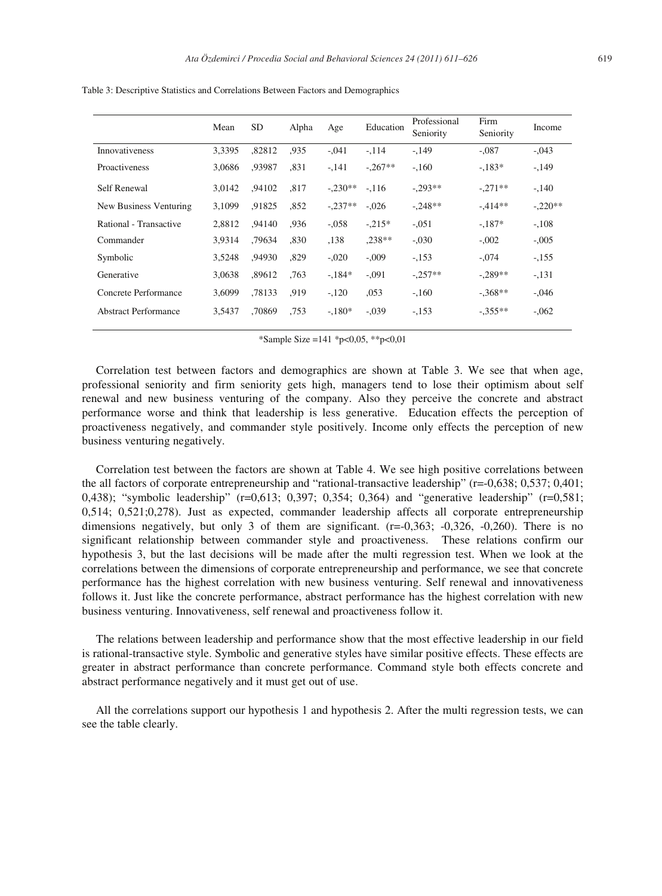Table 3: Descriptive Statistics and Correlations Between Factors and Demographics

| | Mean | SD | Alpha | Age | Education | Professional Seniority | Firm Seniority | Income |
|---|---|---|---|---|---|---|---|---|
| Innovativeness | 3,3395 | ,82812 | ,935 | -,041 | -,114 | -,149 | -,087 | -,043 |
| Proactiveness | 3,0686 | ,93987 | ,831 | -,141 | -,267** | -,160 | -,183* | -,149 |
| Self Renewal | 3,0142 | ,94102 | ,817 | -,230** | -,116 | -,293** | -,271** | -,140 |
| New Business Venturing | 3,1099 | ,91825 | ,852 | -,237** | -,026 | -,248** | -,414** | -,220** |
| Rational - Transactive | 2,8812 | ,94140 | ,936 | -,058 | -,215* | -,051 | -,187* | -,108 |
| Commander | 3,9314 | ,79634 | ,830 | ,138 | ,238** | -,030 | -,002 | -,005 |
| Symbolic | 3,5248 | ,94930 | ,829 | -,020 | -,009 | -,153 | -,074 | -,155 |
| Generative | 3,0638 | ,89612 | ,763 | -,184* | -,091 | -,257** | -,289** | -,131 |
| Concrete Performance | 3,6099 | ,78133 | ,919 | -,120 | ,053 | -,160 | -,368** | -,046 |
| Abstract Performance | 3,5437 | ,70869 | ,753 | -,180* | -,039 | -,153 | -,355** | -,062 |

*Sample Size =141 *p<0,05, **p<0,01

Correlation test between factors and demographics are shown at Table 3. We see that when age, professional seniority and firm seniority gets high, managers tend to lose their optimism about self renewal and new business venturing of the company. Also they perceive the concrete and abstract performance worse and think that leadership is less generative. Education effects the perception of proactiveness negatively, and commander style positively. Income only effects the perception of new business venturing negatively.

Correlation test between the factors are shown at Table 4. We see high positive correlations between the all factors of corporate entrepreneurship and "rational-transactive leadership" (r=-0,638; 0,537; 0,401; 0,438); "symbolic leadership" (r=0,613; 0,397; 0,354; 0,364) and "generative leadership" (r=0,581; 0,514; 0,521;0,278). Just as expected, commander leadership affects all corporate entrepreneurship dimensions negatively, but only 3 of them are significant. (r=-0,363; -0,326, -0,260). There is no significant relationship between commander style and proactiveness. These relations confirm our hypothesis 3, but the last decisions will be made after the multi regression test. When we look at the correlations between the dimensions of corporate entrepreneurship and performance, we see that concrete performance has the highest correlation with new business venturing. Self renewal and innovativeness follows it. Just like the concrete performance, abstract performance has the highest correlation with new business venturing. Innovativeness, self renewal and proactiveness follow it.

The relations between leadership and performance show that the most effective leadership in our field is rational-transactive style. Symbolic and generative styles have similar positive effects. These effects are greater in abstract performance than concrete performance. Command style both effects concrete and abstract performance negatively and it must get out of use.

All the correlations support our hypothesis 1 and hypothesis 2. After the multi regression tests, we can see the table clearly.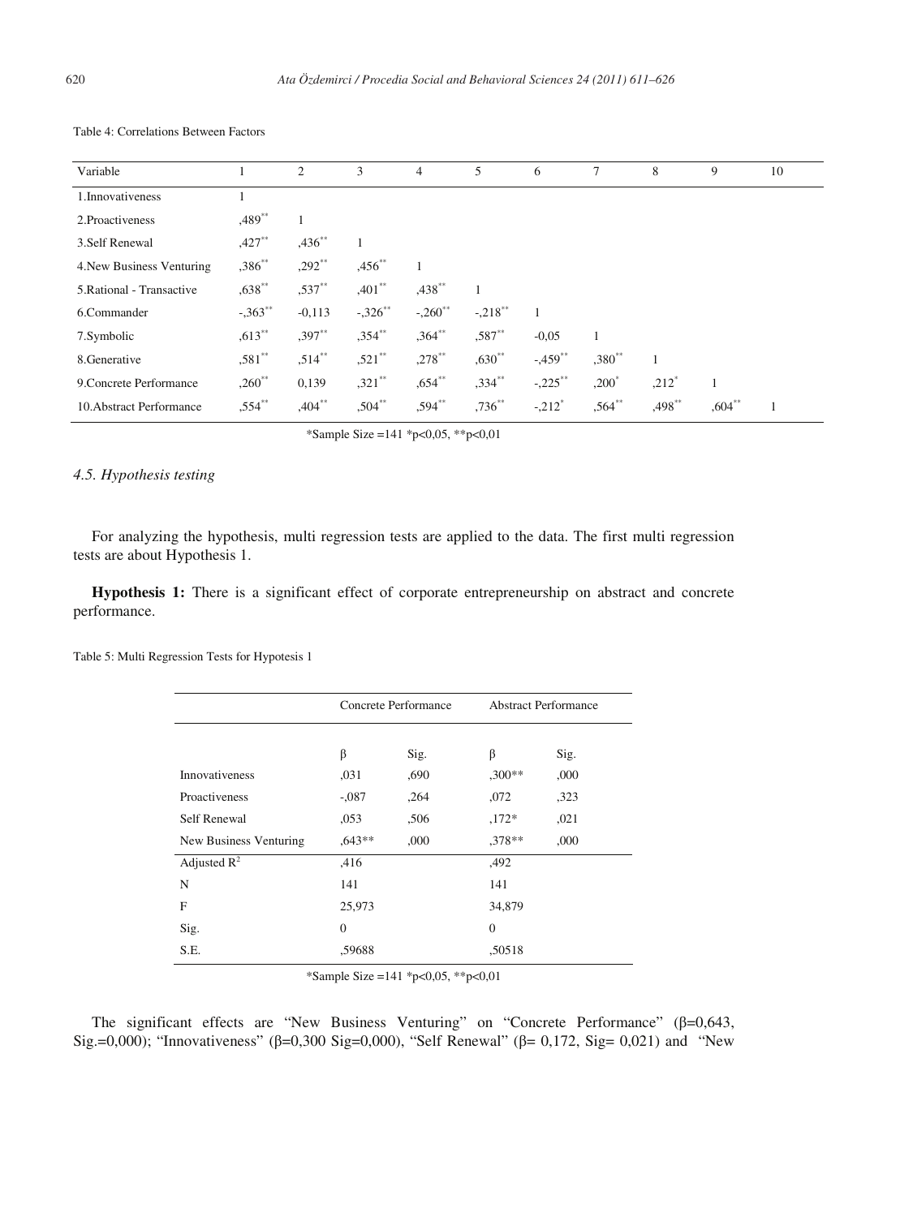Table 4: Correlations Between Factors

| Variable | 1 | 2 | 3 | 4 | 5 | 6 | 7 | 8 | 9 | 10 |
|---|---|---|---|---|---|---|---|---|---|---|
| 1.Innovativeness | 1 | | | | | | | | | |
| 2.Proactiveness | ,489** | 1 | | | | | | | | |
| 3.Self Renewal | ,427** | ,436** | 1 | | | | | | | |
| 4.New Business Venturing | ,386** | ,292** | ,456** | 1 | | | | | | |
| 5.Rational - Transactive | ,638** | ,537** | ,401** | ,438** | 1 | | | | | |
| 6.Commander | -,363** | -0,113 | -,326** | -,260** | -,218** | 1 | | | | |
| 7.Symbolic | ,613** | ,397** | ,354** | ,364** | ,587** | -0,05 | 1 | | | |
| 8.Generative | ,581** | ,514** | ,521** | ,278** | ,630** | -,459** | ,380** | 1 | | |
| 9.Concrete Performance | ,260** | 0,139 | ,321** | ,654** | ,334** | -,225** | ,200* | ,212* | 1 | |
| 10.Abstract Performance | ,554** | ,404** | ,504** | ,594** | ,736** | -,212* | ,564** | ,498** | ,604** | 1 |

*Sample Size =141 *p<0,05, **p<0,01

### 4.5. Hypothesis testing

For analyzing the hypothesis, multi regression tests are applied to the data. The first multi regression tests are about Hypothesis 1.

**Hypothesis 1:** There is a significant effect of corporate entrepreneurship on abstract and concrete performance.

Table 5: Multi Regression Tests for Hypotesis 1

| | Concrete Performance | | Abstract Performance | |
|---|---|---|---|---|
| | β | Sig. | β | Sig. |
| Innovativeness | ,031 | ,690 | ,300** | ,000 |
| Proactiveness | -,087 | ,264 | ,072 | ,323 |
| Self Renewal | ,053 | ,506 | ,172* | ,021 |
| New Business Venturing | ,643** | ,000 | ,378** | ,000 |
| Adjusted $R^2$ | ,416 | | ,492 | |
| N | 141 | | 141 | |
| F | 25,973 | | 34,879 | |
| Sig. | 0 | | 0 | |
| S.E. | ,59688 | | ,50518 | |

*Sample Size =141 *p<0,05, **p<0,01

The significant effects are "New Business Venturing" on "Concrete Performance" (β=0,643, Sig.=0,000); "Innovativeness" (β=0,300 Sig=0,000), "Self Renewal" (β= 0,172, Sig= 0,021) and "New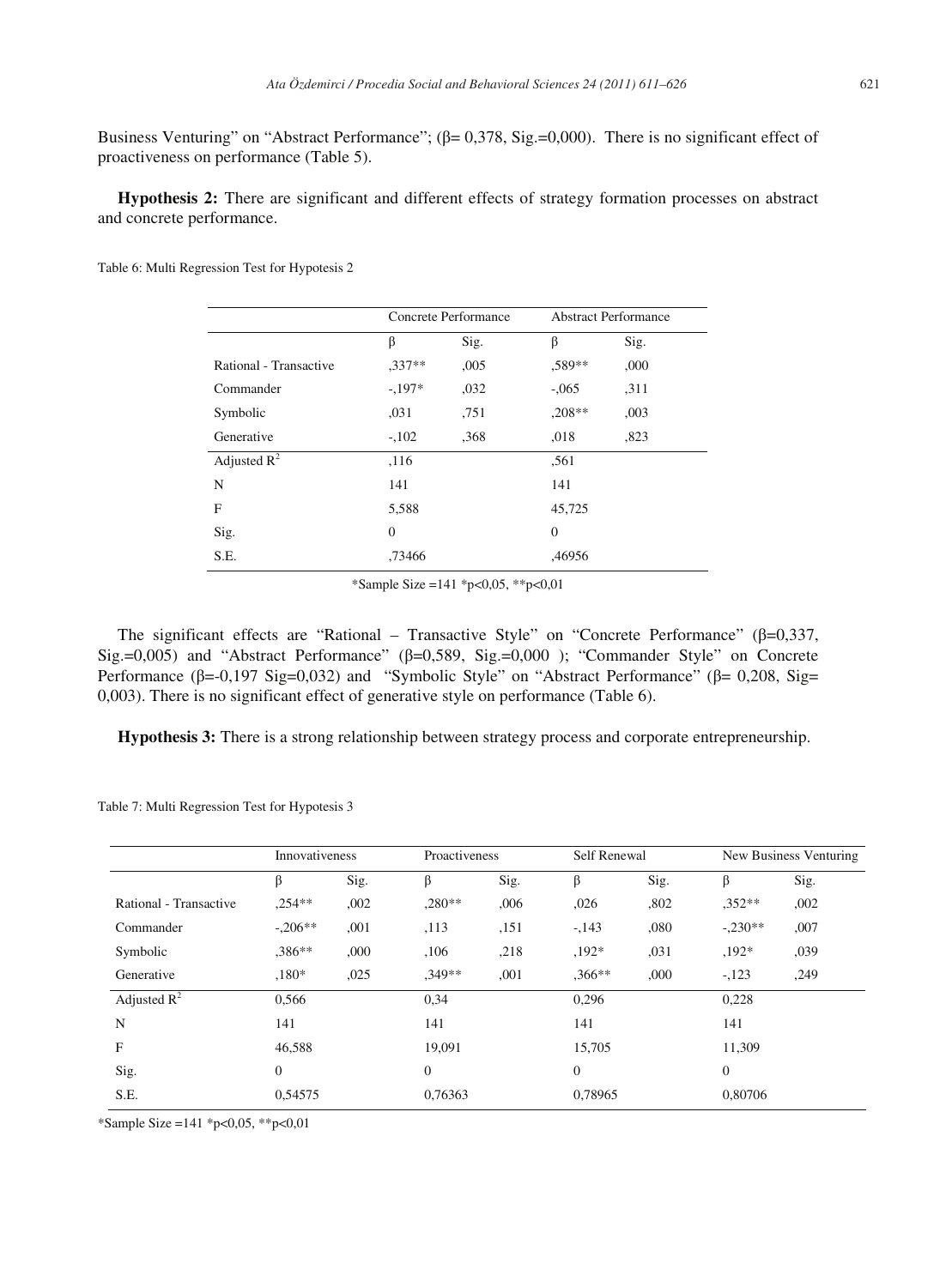Business Venturing” on “Abstract Performance”; (β= 0,378, Sig.=0,000). There is no significant effect of proactiveness on performance (Table 5).

**Hypothesis 2:** There are significant and different effects of strategy formation processes on abstract and concrete performance.

Table 6: Multi Regression Test for Hypotesis 2

| | Concrete Performance | | Abstract Performance | |
|---|---|---|---|---|
| | β | Sig. | β | Sig. |
| Rational - Transactive | ,337** | ,005 | ,589** | ,000 |
| Commander | -,197* | ,032 | -,065 | ,311 |
| Symbolic | ,031 | ,751 | ,208** | ,003 |
| Generative | -,102 | ,368 | ,018 | ,823 |
| Adjusted $R^2$ | ,116 | | ,561 | |
| N | 141 | | 141 | |
| F | 5,588 | | 45,725 | |
| Sig. | 0 | | 0 | |
| S.E. | ,73466 | | ,46956 | |

*Sample Size =141 *p<0,05, **p<0,01

The significant effects are “Rational – Transactive Style” on “Concrete Performance” (β=0,337, Sig.=0,005) and “Abstract Performance” (β=0,589, Sig.=0,000 ); “Commander Style” on Concrete Performance (β=-0,197 Sig=0,032) and “Symbolic Style” on “Abstract Performance” (β= 0,208, Sig= 0,003). There is no significant effect of generative style on performance (Table 6).

**Hypothesis 3:** There is a strong relationship between strategy process and corporate entrepreneurship.

Table 7: Multi Regression Test for Hypotesis 3

| | Innovativeness | | Proactiveness | | Self Renewal | | New Business Venturing | |
|---|---|---|---|---|---|---|---|---|
| | β | Sig. | β | Sig. | β | Sig. | β | Sig. |
| Rational - Transactive | ,254** | ,002 | ,280** | ,006 | ,026 | ,802 | ,352** | ,002 |
| Commander | -,206** | ,001 | ,113 | ,151 | -,143 | ,080 | -,230** | ,007 |
| Symbolic | ,386** | ,000 | ,106 | ,218 | ,192* | ,031 | ,192* | ,039 |
| Generative | ,180* | ,025 | ,349** | ,001 | ,366** | ,000 | -,123 | ,249 |
| Adjusted $R^2$ | 0,566 | | 0,34 | | 0,296 | | 0,228 | |
| N | 141 | | 141 | | 141 | | 141 | |
| F | 46,588 | | 19,091 | | 15,705 | | 11,309 | |
| Sig. | 0 | | 0 | | 0 | | 0 | |
| S.E. | 0,54575 | | 0,76363 | | 0,78965 | | 0,80706 | |

*Sample Size =141 *p<0,05, **p<0,01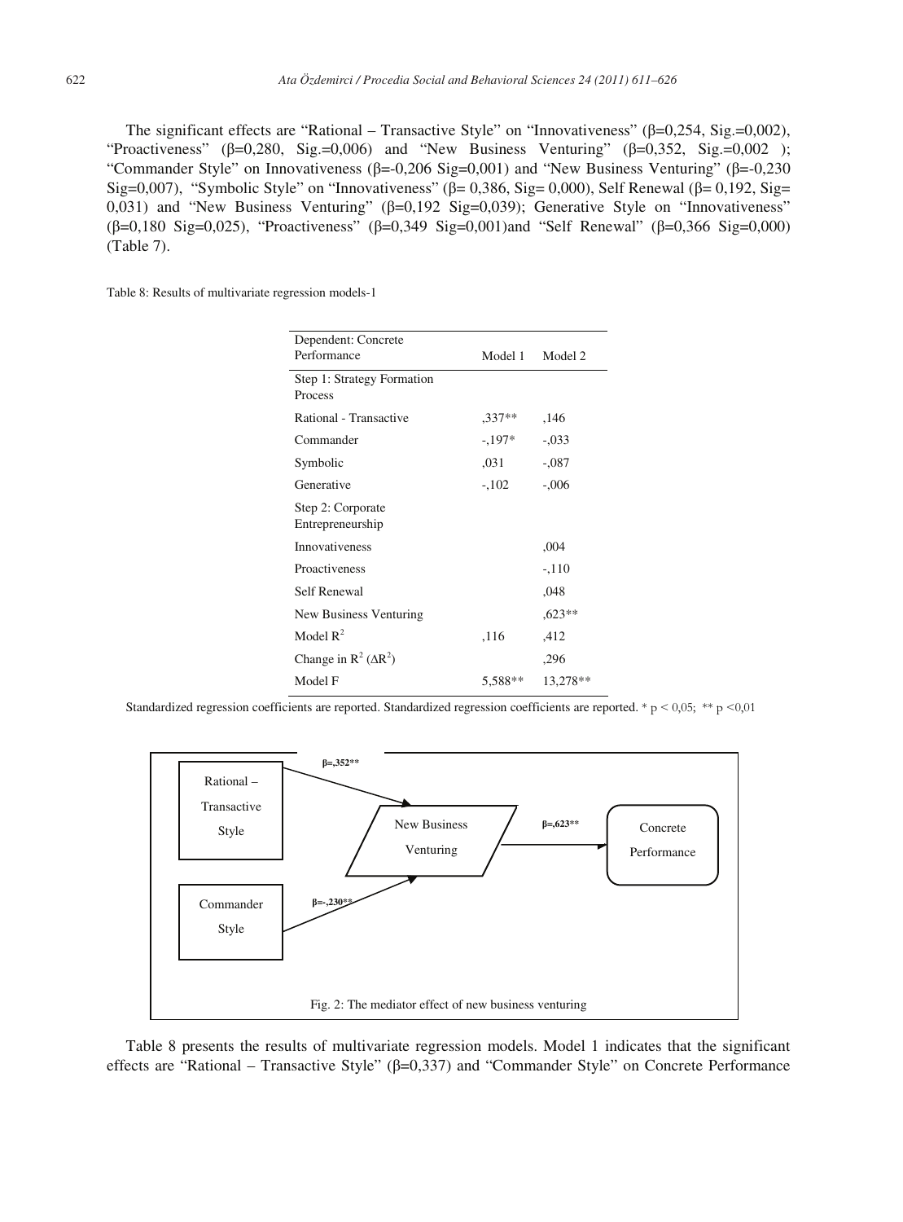The significant effects are "Rational – Transactive Style" on "Innovativeness" (β=0,254, Sig.=0,002), "Proactiveness" (β=0,280, Sig.=0,006) and "New Business Venturing" (β=0,352, Sig.=0,002 ); "Commander Style" on Innovativeness (β=-0,206 Sig=0,001) and "New Business Venturing" (β=-0,230 Sig=0,007), "Symbolic Style" on "Innovativeness" (β= 0,386, Sig= 0,000), Self Renewal (β= 0,192, Sig= 0,031) and "New Business Venturing" (β=0,192 Sig=0,039); Generative Style on "Innovativeness" (β=0,180 Sig=0,025), "Proactiveness" (β=0,349 Sig=0,001)and "Self Renewal" (β=0,366 Sig=0,000) (Table 7).

Table 8: Results of multivariate regression models-1

| Dependent: Concrete Performance | Model 1 | Model 2 |
|---|---|---|
| Step 1: Strategy Formation Process | | |
| Rational - Transactive | ,337** | ,146 |
| Commander | -,197* | -,033 |
| Symbolic | ,031 | -,087 |
| Generative | -,102 | -,006 |
| Step 2: Corporate Entrepreneurship | | |
| Innovativeness | | ,004 |
| Proactiveness | | -,110 |
| Self Renewal | | ,048 |
| New Business Venturing | | ,623** |
| Model $R^2$ | ,116 | ,412 |
| Change in $R^2$ ($\Delta R^2$) | | ,296 |
| Model F | 5,588** | 13,278** |

Standardized regression coefficients are reported. Standardized regression coefficients are reported. * p < 0,05; ** p <0,01

Fig. 2: The mediator effect of new business venturing

Table 8 presents the results of multivariate regression models. Model 1 indicates that the significant effects are "Rational – Transactive Style" (β=0,337) and "Commander Style" on Concrete Performance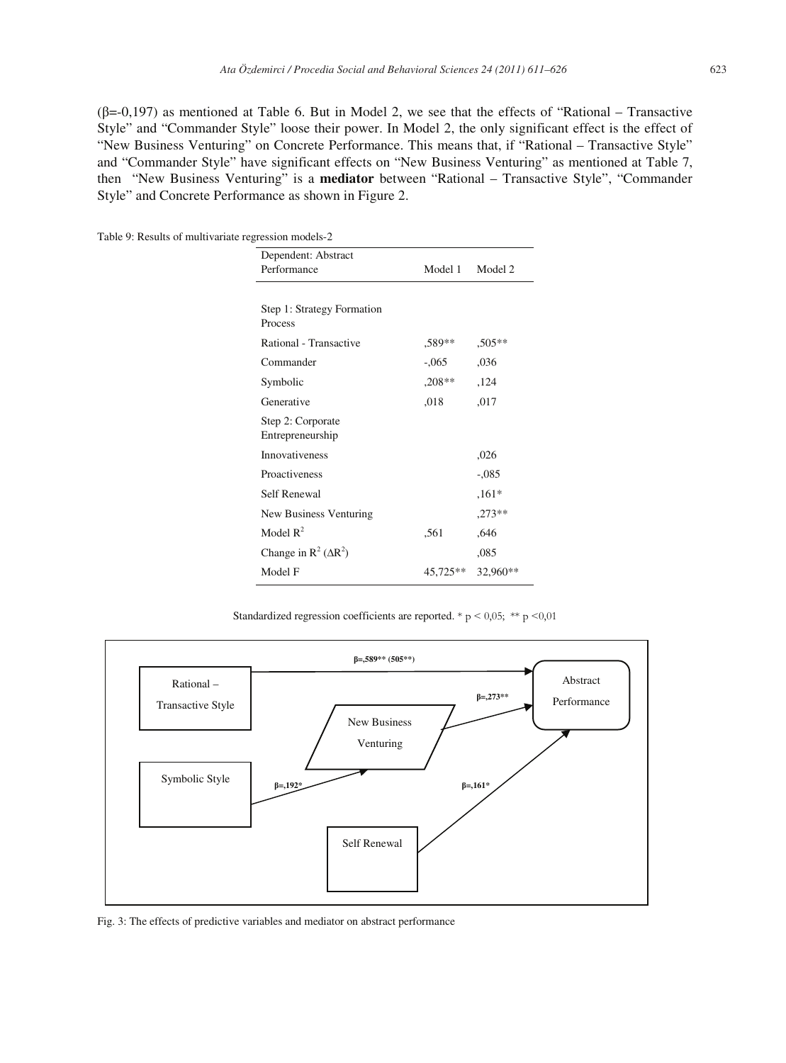(β=-0,197) as mentioned at Table 6. But in Model 2, we see that the effects of "Rational – Transactive Style" and "Commander Style" loose their power. In Model 2, the only significant effect is the effect of "New Business Venturing" on Concrete Performance. This means that, if "Rational – Transactive Style" and "Commander Style" have significant effects on "New Business Venturing" as mentioned at Table 7, then "New Business Venturing" is a **mediator** between "Rational – Transactive Style", "Commander Style" and Concrete Performance as shown in Figure 2.

Table 9: Results of multivariate regression models-2

| Dependent: Abstract Performance | Model 1 | Model 2 |
|---|---|---|
| Step 1: Strategy Formation Process | | |
| Rational - Transactive | ,589** | ,505** |
| Commander | -,065 | ,036 |
| Symbolic | ,208** | ,124 |
| Generative | ,018 | ,017 |
| Step 2: Corporate Entrepreneurship | | |
| Innovativeness | | ,026 |
| Proactiveness | | -,085 |
| Self Renewal | | ,161* |
| New Business Venturing | | ,273** |
| Model $R^2$ | ,561 | ,646 |
| Change in $R^2$ ($\Delta R^2$) | | ,085 |
| Model F | 45,725** | 32,960** |

Standardized regression coefficients are reported. * $p < 0,05$; ** $p < 0,01$

Fig. 3: The effects of predictive variables and mediator on abstract performance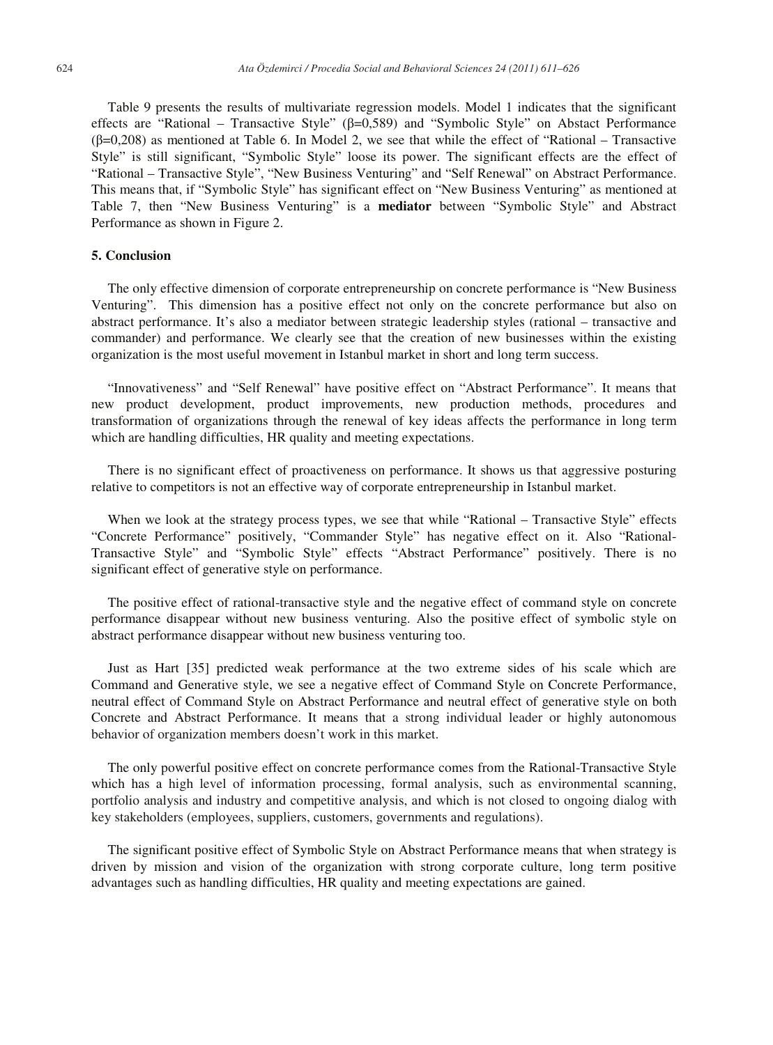Table 9 presents the results of multivariate regression models. Model 1 indicates that the significant effects are "Rational – Transactive Style" (β=0,589) and "Symbolic Style" on Abstact Performance (β=0,208) as mentioned at Table 6. In Model 2, we see that while the effect of "Rational – Transactive Style" is still significant, "Symbolic Style" loose its power. The significant effects are the effect of "Rational – Transactive Style", "New Business Venturing" and "Self Renewal" on Abstract Performance. This means that, if "Symbolic Style" has significant effect on "New Business Venturing" as mentioned at Table 7, then "New Business Venturing" is a **mediator** between "Symbolic Style" and Abstract Performance as shown in Figure 2.

## 5. Conclusion

The only effective dimension of corporate entrepreneurship on concrete performance is "New Business Venturing". This dimension has a positive effect not only on the concrete performance but also on abstract performance. It's also a mediator between strategic leadership styles (rational – transactive and commander) and performance. We clearly see that the creation of new businesses within the existing organization is the most useful movement in Istanbul market in short and long term success.

"Innovativeness" and "Self Renewal" have positive effect on "Abstract Performance". It means that new product development, product improvements, new production methods, procedures and transformation of organizations through the renewal of key ideas affects the performance in long term which are handling difficulties, HR quality and meeting expectations.

There is no significant effect of proactiveness on performance. It shows us that aggressive posturing relative to competitors is not an effective way of corporate entrepreneurship in Istanbul market.

When we look at the strategy process types, we see that while "Rational – Transactive Style" effects "Concrete Performance" positively, "Commander Style" has negative effect on it. Also "Rational-Transactive Style" and "Symbolic Style" effects "Abstract Performance" positively. There is no significant effect of generative style on performance.

The positive effect of rational-transactive style and the negative effect of command style on concrete performance disappear without new business venturing. Also the positive effect of symbolic style on abstract performance disappear without new business venturing too.

Just as Hart [35] predicted weak performance at the two extreme sides of his scale which are Command and Generative style, we see a negative effect of Command Style on Concrete Performance, neutral effect of Command Style on Abstract Performance and neutral effect of generative style on both Concrete and Abstract Performance. It means that a strong individual leader or highly autonomous behavior of organization members doesn't work in this market.

The only powerful positive effect on concrete performance comes from the Rational-Transactive Style which has a high level of information processing, formal analysis, such as environmental scanning, portfolio analysis and industry and competitive analysis, and which is not closed to ongoing dialog with key stakeholders (employees, suppliers, customers, governments and regulations).

The significant positive effect of Symbolic Style on Abstract Performance means that when strategy is driven by mission and vision of the organization with strong corporate culture, long term positive advantages such as handling difficulties, HR quality and meeting expectations are gained.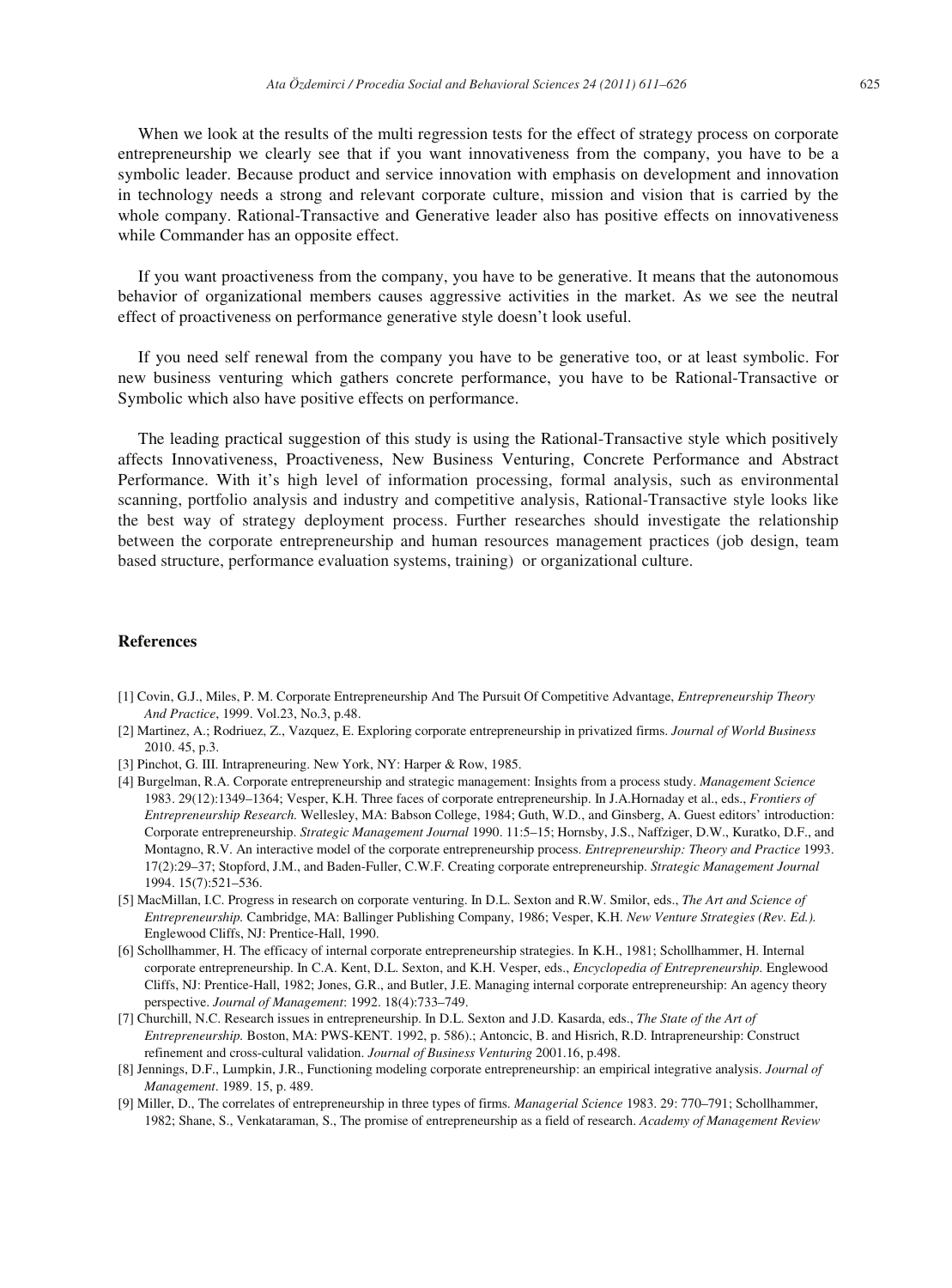When we look at the results of the multi regression tests for the effect of strategy process on corporate entrepreneurship we clearly see that if you want innovativeness from the company, you have to be a symbolic leader. Because product and service innovation with emphasis on development and innovation in technology needs a strong and relevant corporate culture, mission and vision that is carried by the whole company. Rational-Transactive and Generative leader also has positive effects on innovativeness while Commander has an opposite effect.

If you want proactiveness from the company, you have to be generative. It means that the autonomous behavior of organizational members causes aggressive activities in the market. As we see the neutral effect of proactiveness on performance generative style doesn't look useful.

If you need self renewal from the company you have to be generative too, or at least symbolic. For new business venturing which gathers concrete performance, you have to be Rational-Transactive or Symbolic which also have positive effects on performance.

The leading practical suggestion of this study is using the Rational-Transactive style which positively affects Innovativeness, Proactiveness, New Business Venturing, Concrete Performance and Abstract Performance. With it's high level of information processing, formal analysis, such as environmental scanning, portfolio analysis and industry and competitive analysis, Rational-Transactive style looks like the best way of strategy deployment process. Further researches should investigate the relationship between the corporate entrepreneurship and human resources management practices (job design, team based structure, performance evaluation systems, training) or organizational culture.

## References

[1] Covin, G.J., Miles, P. M. Corporate Entrepreneurship And The Pursuit Of Competitive Advantage, *Entrepreneurship Theory And Practice*, 1999. Vol.23, No.3, p.48.

[2] Martinez, A.; Rodriuez, Z., Vazquez, E. Exploring corporate entrepreneurship in privatized firms. *Journal of World Business* 2010. 45, p.3.

[3] Pinchot, G. III. Intrapreneuring. New York, NY: Harper & Row, 1985.

[4] Burgelman, R.A. Corporate entrepreneurship and strategic management: Insights from a process study. *Management Science* 1983. 29(12):1349–1364; Vesper, K.H. Three faces of corporate entrepreneurship. In J.A.Hornaday et al., eds., *Frontiers of Entrepreneurship Research.* Wellesley, MA: Babson College, 1984; Guth, W.D., and Ginsberg, A. Guest editors' introduction: Corporate entrepreneurship. *Strategic Management Journal* 1990. 11:5–15; Hornsby, J.S., Naffziger, D.W., Kuratko, D.F., and Montagno, R.V. An interactive model of the corporate entrepreneurship process. *Entrepreneurship: Theory and Practice* 1993. 17(2):29–37; Stopford, J.M., and Baden-Fuller, C.W.F. Creating corporate entrepreneurship. *Strategic Management Journal* 1994. 15(7):521–536.

[5] MacMillan, I.C. Progress in research on corporate venturing. In D.L. Sexton and R.W. Smilor, eds., *The Art and Science of Entrepreneurship.* Cambridge, MA: Ballinger Publishing Company, 1986; Vesper, K.H. *New Venture Strategies (Rev. Ed.).* Englewood Cliffs, NJ: Prentice-Hall, 1990.

[6] Schollhammer, H. The efficacy of internal corporate entrepreneurship strategies. In K.H., 1981; Schollhammer, H. Internal corporate entrepreneurship. In C.A. Kent, D.L. Sexton, and K.H. Vesper, eds., *Encyclopedia of Entrepreneurship.* Englewood Cliffs, NJ: Prentice-Hall, 1982; Jones, G.R., and Butler, J.E. Managing internal corporate entrepreneurship: An agency theory perspective. *Journal of Management*: 1992. 18(4):733–749.

[7] Churchill, N.C. Research issues in entrepreneurship. In D.L. Sexton and J.D. Kasarda, eds., *The State of the Art of Entrepreneurship.* Boston, MA: PWS-KENT. 1992, p. 586).; Antoncic, B. and Hisrich, R.D. Intrapreneurship: Construct refinement and cross-cultural validation. *Journal of Business Venturing* 2001.16, p.498.

[8] Jennings, D.F., Lumpkin, J.R., Functioning modeling corporate entrepreneurship: an empirical integrative analysis. *Journal of Management*. 1989. 15, p. 489.

[9] Miller, D., The correlates of entrepreneurship in three types of firms. *Managerial Science* 1983. 29: 770–791; Schollhammer, 1982; Shane, S., Venkataraman, S., The promise of entrepreneurship as a field of research. *Academy of Management Review*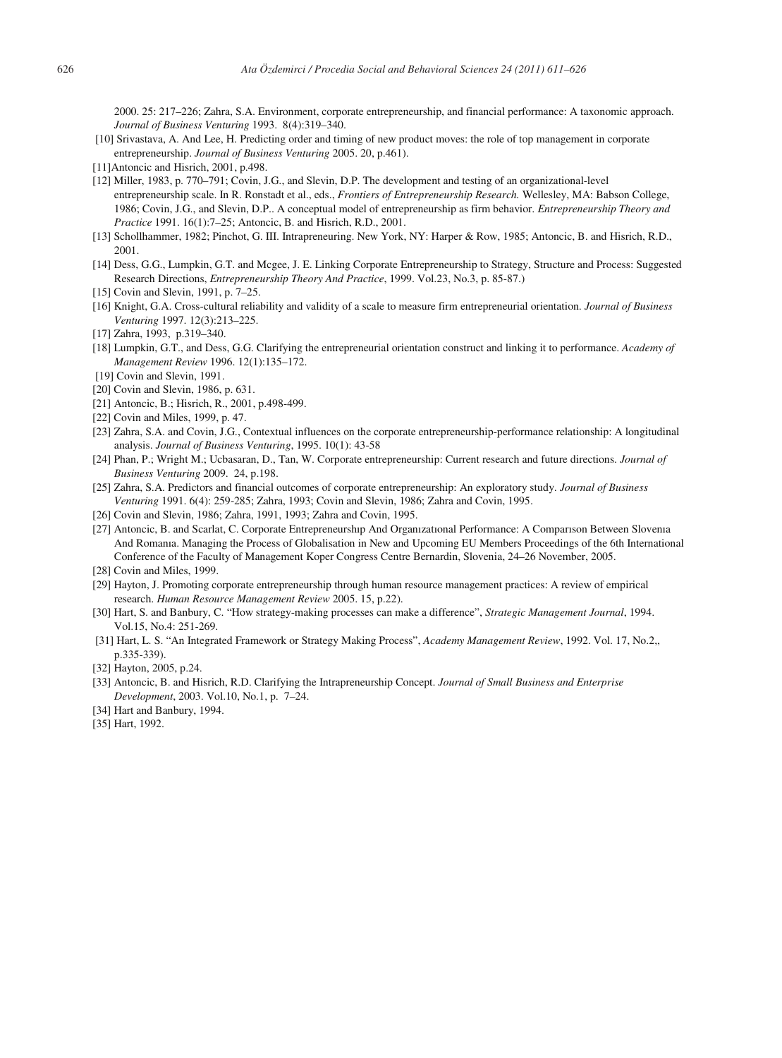2000. 25: 217–226; Zahra, S.A. Environment, corporate entrepreneurship, and financial performance: A taxonomic approach. *Journal of Business Venturing* 1993. 8(4):319–340.

[10] Srivastava, A. And Lee, H. Predicting order and timing of new product moves: the role of top management in corporate entrepreneurship. *Journal of Business Venturing* 2005. 20, p.461).

[11]Antoncic and Hisrich, 2001, p.498.

[12] Miller, 1983, p. 770–791; Covin, J.G., and Slevin, D.P. The development and testing of an organizational-level entrepreneurship scale. In R. Ronstadt et al., eds., *Frontiers of Entrepreneurship Research.* Wellesley, MA: Babson College, 1986; Covin, J.G., and Slevin, D.P.. A conceptual model of entrepreneurship as firm behavior. *Entrepreneurship Theory and Practice* 1991. 16(1):7–25; Antoncic, B. and Hisrich, R.D., 2001.

[13] Schollhammer, 1982; Pinchot, G. III. Intrapreneuring. New York, NY: Harper & Row, 1985; Antoncic, B. and Hisrich, R.D., 2001.

[14] Dess, G.G., Lumpkin, G.T. and Mcgee, J. E. Linking Corporate Entrepreneurship to Strategy, Structure and Process: Suggested Research Directions, *Entrepreneurship Theory And Practice*, 1999. Vol.23, No.3, p. 85-87.)

[15] Covin and Slevin, 1991, p. 7–25.

[16] Knight, G.A. Cross-cultural reliability and validity of a scale to measure firm entrepreneurial orientation. *Journal of Business Venturing* 1997. 12(3):213–225.

[17] Zahra, 1993, p.319–340.

[18] Lumpkin, G.T., and Dess, G.G. Clarifying the entrepreneurial orientation construct and linking it to performance. *Academy of Management Review* 1996. 12(1):135–172.

[19] Covin and Slevin, 1991.

[20] Covin and Slevin, 1986, p. 631.

[21] Antoncic, B.; Hisrich, R., 2001, p.498-499.

[22] Covin and Miles, 1999, p. 47.

[23] Zahra, S.A. and Covin, J.G., Contextual influences on the corporate entrepreneurship-performance relationship: A longitudinal analysis. *Journal of Business Venturing*, 1995. 10(1): 43-58

[24] Phan, P.; Wright M.; Ucbasaran, D., Tan, W. Corporate entrepreneurship: Current research and future directions. *Journal of Business Venturing* 2009. 24, p.198.

[25] Zahra, S.A. Predictors and financial outcomes of corporate entrepreneurship: An exploratory study. *Journal of Business Venturing* 1991. 6(4): 259-285; Zahra, 1993; Covin and Slevin, 1986; Zahra and Covin, 1995.

[26] Covin and Slevin, 1986; Zahra, 1991, 1993; Zahra and Covin, 1995.

[27] Antoncic, B. and Scarlat, C. Corporate Entrepreneurshıp And Organızatıonal Performance: A Comparıson Between Slovenıa And Romanıa. Managing the Process of Globalisation in New and Upcoming EU Members Proceedings of the 6th International Conference of the Faculty of Management Koper Congress Centre Bernardin, Slovenia, 24–26 November, 2005.

[28] Covin and Miles, 1999.

[29] Hayton, J. Promoting corporate entrepreneurship through human resource management practices: A review of empirical research. *Human Resource Management Review* 2005. 15, p.22).

[30] Hart, S. and Banbury, C. "How strategy-making processes can make a difference", *Strategic Management Journal*, 1994. Vol.15, No.4: 251-269.

[31] Hart, L. S. "An Integrated Framework or Strategy Making Process", *Academy Management Review*, 1992. Vol. 17, No.2,, p.335-339).

[32] Hayton, 2005, p.24.

[33] Antoncic, B. and Hisrich, R.D. Clarifying the Intrapreneurship Concept. *Journal of Small Business and Enterprise Development*, 2003. Vol.10, No.1, p. 7–24.

[34] Hart and Banbury, 1994.

[35] Hart, 1992.